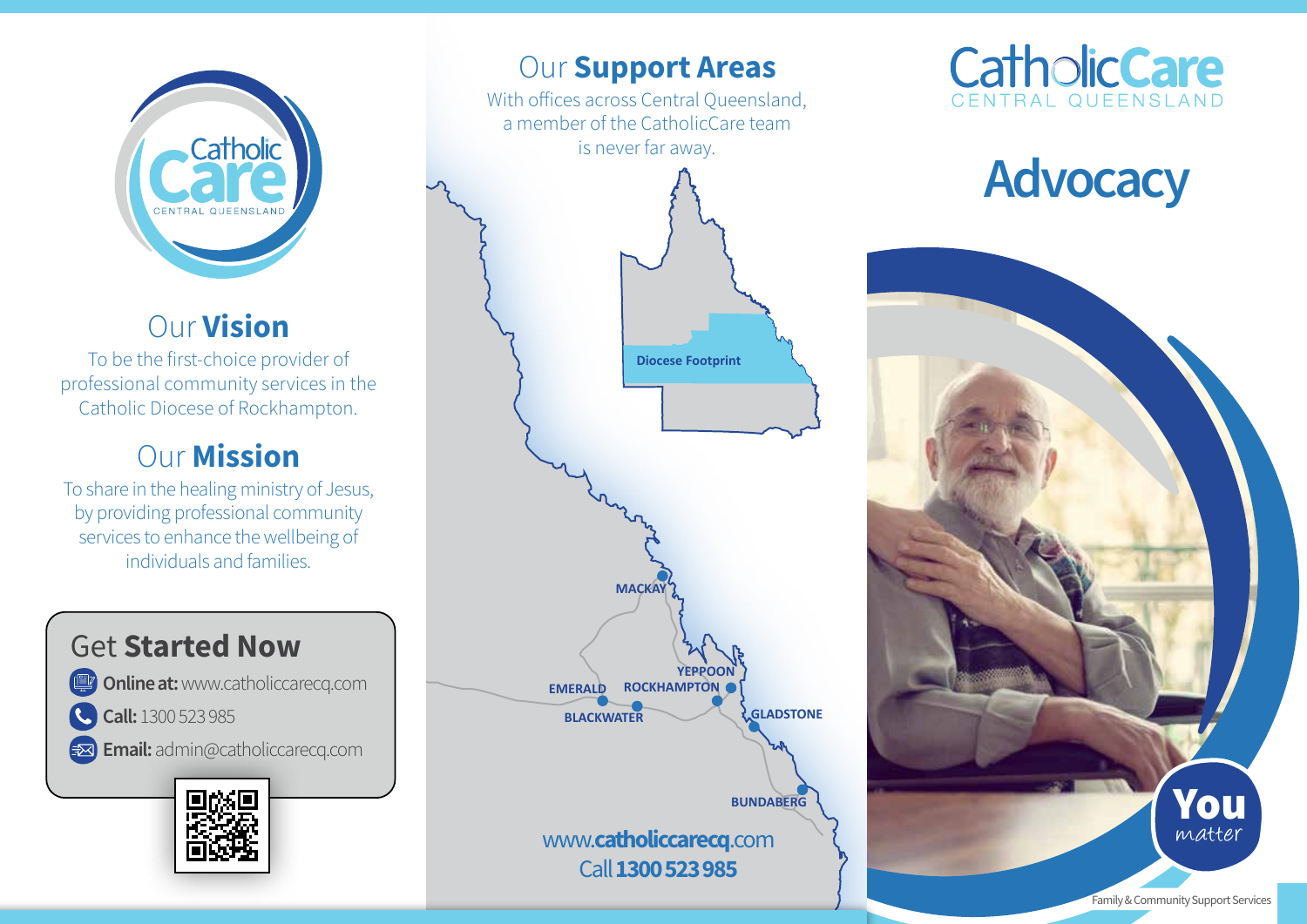# Our Vision

To be the first-choice provider of professional community services in the Catholic Diocese of Rockhampton.

# Our Mission

To share in the healing ministry of Jesus, by providing professional community services to enhance the wellbeing of individuals and families.

## Get Started Now

- **Online at:** www.catholiccarecq.com
- **Call:** 1300 523 985
- **Email:** admin@catholiccarecq.com

# Our Support Areas

With offices across Central Queensland, a member of the CatholicCare team is never far away.

Diocese Footprint

MACKAY
YEPPOON
EMERALD
ROCKHAMPTON
BLACKWATER
GLADSTONE
BUNDABERG

www.**catholiccarecq**.com

Call **1300 523 985**

CatholicCare CENTRAL QUEENSLAND

# Advocacy

**You** *matter*

Family & Community Support Services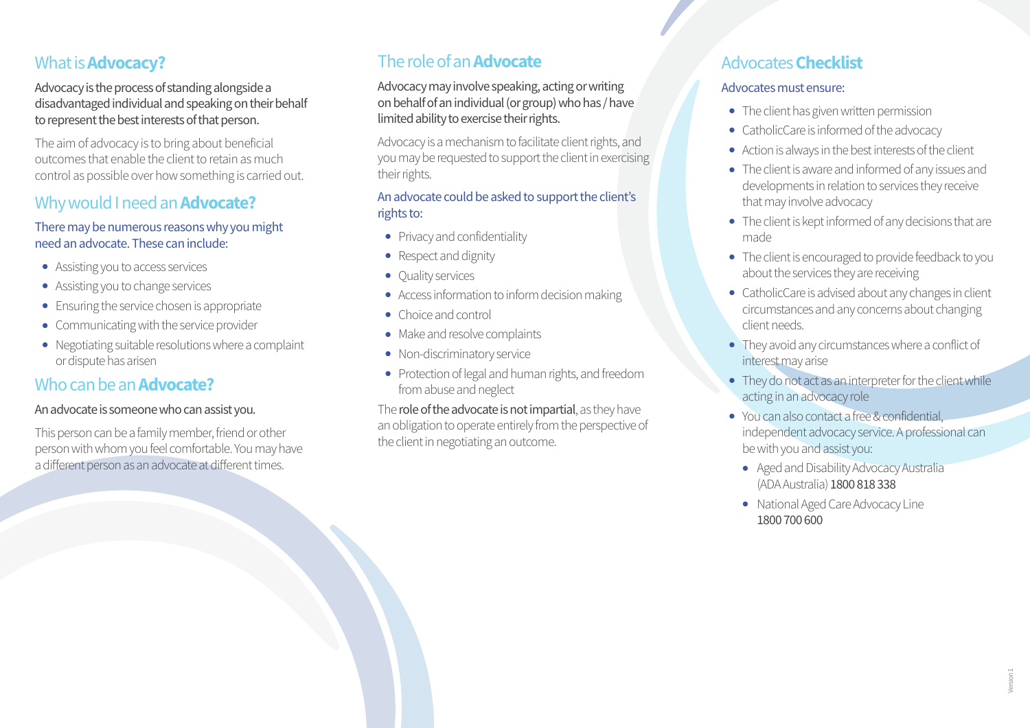## What is **Advocacy?**

Advocacy is the process of standing alongside a disadvantaged individual and speaking on their behalf to represent the best interests of that person.

The aim of advocacy is to bring about beneficial outcomes that enable the client to retain as much control as possible over how something is carried out.

## Why would I need an **Advocate?**

There may be numerous reasons why you might need an advocate. These can include:

- Assisting you to access services
- Assisting you to change services
- Ensuring the service chosen is appropriate
- Communicating with the service provider
- Negotiating suitable resolutions where a complaint or dispute has arisen

## Who can be an **Advocate?**

An advocate is someone who can assist you.

This person can be a family member, friend or other person with whom you feel comfortable. You may have a different person as an advocate at different times.

## The role of an **Advocate**

Advocacy may involve speaking, acting or writing on behalf of an individual (or group) who has / have limited ability to exercise their rights.

Advocacy is a mechanism to facilitate client rights, and you may be requested to support the client in exercising their rights.

An advocate could be asked to support the client's rights to:

- Privacy and confidentiality
- Respect and dignity
- Quality services
- Access information to inform decision making
- Choice and control
- Make and resolve complaints
- Non-discriminatory service
- Protection of legal and human rights, and freedom from abuse and neglect

The **role of the advocate is not impartial**, as they have an obligation to operate entirely from the perspective of the client in negotiating an outcome.

## Advocates **Checklist**

Advocates must ensure:

- The client has given written permission
- CatholicCare is informed of the advocacy
- Action is always in the best interests of the client
- The client is aware and informed of any issues and developments in relation to services they receive that may involve advocacy
- The client is kept informed of any decisions that are made
- The client is encouraged to provide feedback to you about the services they are receiving
- CatholicCare is advised about any changes in client circumstances and any concerns about changing client needs.
- They avoid any circumstances where a conflict of interest may arise
- They do not act as an interpreter for the client while acting in an advocacy role
- You can also contact a free & confidential, independent advocacy service. A professional can be with you and assist you:
  - Aged and Disability Advocacy Australia (ADA Australia) 1800 818 338
  - National Aged Care Advocacy Line 1800 700 600

Version 1